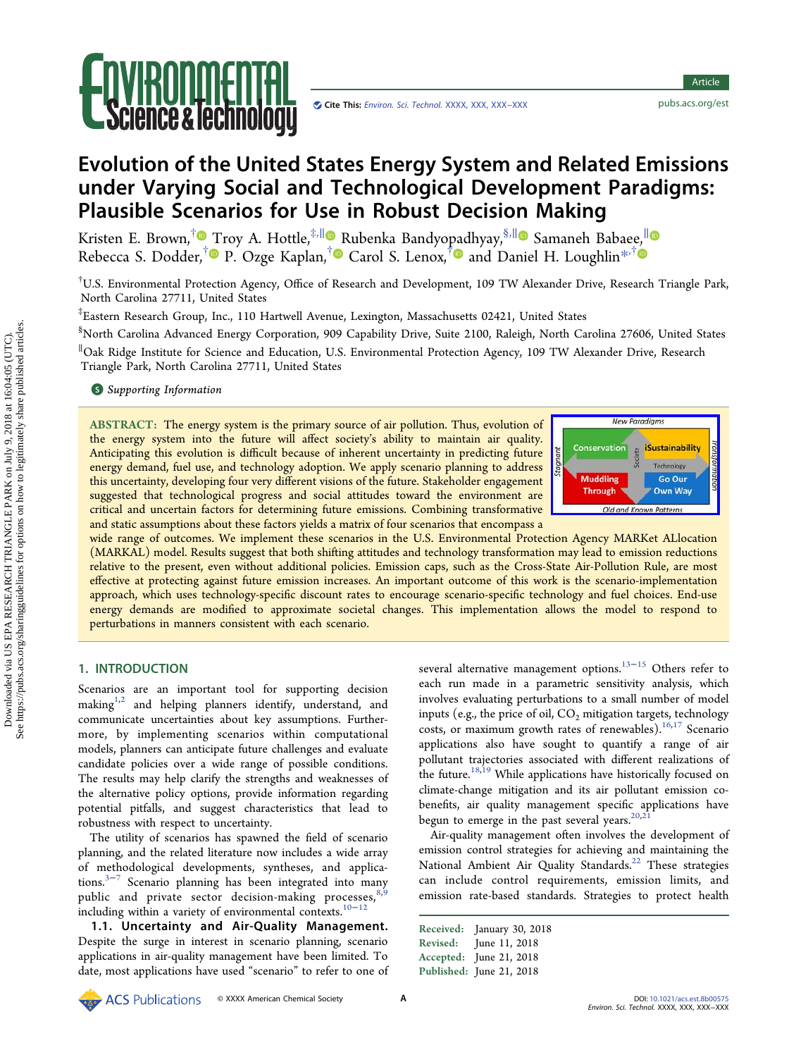# Evolution of the United States Energy System and Related Emissions under Varying Social and Technological Development Paradigms: Plausible Scenarios for Use in Robust Decision Making

Kristen E. Brown,[†] Troy A. Hottle,[‡,∥] Rubenka Bandyopadhyay,[§,∥] Samaneh Babaee,[∥] Rebecca S. Dodder,[†] P. Ozge Kaplan,[†] Carol S. Lenox,[†] and Daniel H. Loughlin*[,†]

[†]U.S. Environmental Protection Agency, Office of Research and Development, 109 TW Alexander Drive, Research Triangle Park, North Carolina 27711, United States

[‡]Eastern Research Group, Inc., 110 Hartwell Avenue, Lexington, Massachusetts 02421, United States

[§]North Carolina Advanced Energy Corporation, 909 Capability Drive, Suite 2100, Raleigh, North Carolina 27606, United States

[∥]Oak Ridge Institute for Science and Education, U.S. Environmental Protection Agency, 109 TW Alexander Drive, Research Triangle Park, North Carolina 27711, United States

Supporting Information

**ABSTRACT:** The energy system is the primary source of air pollution. Thus, evolution of the energy system into the future will affect society's ability to maintain air quality. Anticipating this evolution is difficult because of inherent uncertainty in predicting future energy demand, fuel use, and technology adoption. We apply scenario planning to address this uncertainty, developing four very different visions of the future. Stakeholder engagement suggested that technological progress and social attitudes toward the environment are critical and uncertain factors for determining future emissions. Combining transformative and static assumptions about these factors yields a matrix of four scenarios that encompass a wide range of outcomes. We implement these scenarios in the U.S. Environmental Protection Agency MARKet ALlocation (MARKAL) model. Results suggest that both shifting attitudes and technology transformation may lead to emission reductions relative to the present, even without additional policies. Emission caps, such as the Cross-State Air-Pollution Rule, are most effective at protecting against future emission increases. An important outcome of this work is the scenario-implementation approach, which uses technology-specific discount rates to encourage scenario-specific technology and fuel choices. End-use energy demands are modified to approximate societal changes. This implementation allows the model to respond to perturbations in manners consistent with each scenario.

## 1. INTRODUCTION

Scenarios are an important tool for supporting decision making[1,2] and helping planners identify, understand, and communicate uncertainties about key assumptions. Furthermore, by implementing scenarios within computational models, planners can anticipate future challenges and evaluate candidate policies over a wide range of possible conditions. The results may help clarify the strengths and weaknesses of the alternative policy options, provide information regarding potential pitfalls, and suggest characteristics that lead to robustness with respect to uncertainty.

The utility of scenarios has spawned the field of scenario planning, and the related literature now includes a wide array of methodological developments, syntheses, and applications.[3−7] Scenario planning has been integrated into many public and private sector decision-making processes,[8,9] including within a variety of environmental contexts.[10−12]

### 1.1. Uncertainty and Air-Quality Management.

Despite the surge in interest in scenario planning, scenario applications in air-quality management have been limited. To date, most applications have used "scenario" to refer to one of several alternative management options.[13−15] Others refer to each run made in a parametric sensitivity analysis, which involves evaluating perturbations to a small number of model inputs (e.g., the price of oil, $CO_2$ mitigation targets, technology costs, or maximum growth rates of renewables).[16,17] Scenario applications also have sought to quantify a range of air pollutant trajectories associated with different realizations of the future.[18,19] While applications have historically focused on climate-change mitigation and its air pollutant emission co-benefits, air quality management specific applications have begun to emerge in the past several years.[20,21]

Air-quality management often involves the development of emission control strategies for achieving and maintaining the National Ambient Air Quality Standards.[22] These strategies can include control requirements, emission limits, and emission rate-based standards. Strategies to protect health

Received: January 30, 2018
Revised: June 11, 2018
Accepted: June 21, 2018
Published: June 21, 2018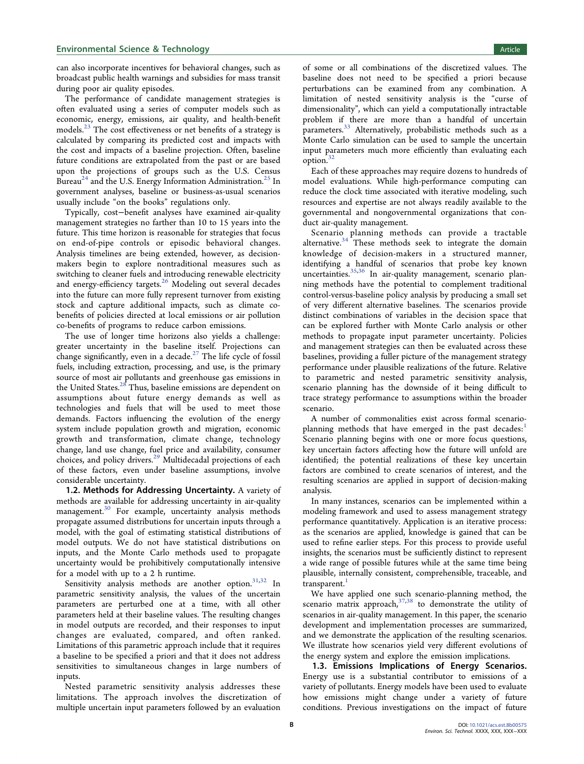can also incorporate incentives for behavioral changes, such as broadcast public health warnings and subsidies for mass transit during poor air quality episodes.

The performance of candidate management strategies is often evaluated using a series of computer models such as economic, energy, emissions, air quality, and health-benefit models.[23] The cost effectiveness or net benefits of a strategy is calculated by comparing its predicted cost and impacts with the cost and impacts of a baseline projection. Often, baseline future conditions are extrapolated from the past or are based upon the projections of groups such as the U.S. Census Bureau[24] and the U.S. Energy Information Administration.[25] In government analyses, baseline or business-as-usual scenarios usually include "on the books" regulations only.

Typically, cost−benefit analyses have examined air-quality management strategies no farther than 10 to 15 years into the future. This time horizon is reasonable for strategies that focus on end-of-pipe controls or episodic behavioral changes. Analysis timelines are being extended, however, as decision-makers begin to explore nontraditional measures such as switching to cleaner fuels and introducing renewable electricity and energy-efficiency targets.[26] Modeling out several decades into the future can more fully represent turnover from existing stock and capture additional impacts, such as climate co-benefits of policies directed at local emissions or air pollution co-benefits of programs to reduce carbon emissions.

The use of longer time horizons also yields a challenge: greater uncertainty in the baseline itself. Projections can change significantly, even in a decade.[27] The life cycle of fossil fuels, including extraction, processing, and use, is the primary source of most air pollutants and greenhouse gas emissions in the United States.[28] Thus, baseline emissions are dependent on assumptions about future energy demands as well as technologies and fuels that will be used to meet those demands. Factors influencing the evolution of the energy system include population growth and migration, economic growth and transformation, climate change, technology change, land use change, fuel price and availability, consumer choices, and policy drivers.[29] Multidecadal projections of each of these factors, even under baseline assumptions, involve considerable uncertainty.

### 1.2. Methods for Addressing Uncertainty.

A variety of methods are available for addressing uncertainty in air-quality management.[30] For example, uncertainty analysis methods propagate assumed distributions for uncertain inputs through a model, with the goal of estimating statistical distributions of model outputs. We do not have statistical distributions on inputs, and the Monte Carlo methods used to propagate uncertainty would be prohibitively computationally intensive for a model with up to a 2 h runtime.

Sensitivity analysis methods are another option.[31,32] In parametric sensitivity analysis, the values of the uncertain parameters are perturbed one at a time, with all other parameters held at their baseline values. The resulting changes in model outputs are recorded, and their responses to input changes are evaluated, compared, and often ranked. Limitations of this parametric approach include that it requires a baseline to be specified a priori and that it does not address sensitivities to simultaneous changes in large numbers of inputs.

Nested parametric sensitivity analysis addresses these limitations. The approach involves the discretization of multiple uncertain input parameters followed by an evaluation of some or all combinations of the discretized values. The baseline does not need to be specified a priori because perturbations can be examined from any combination. A limitation of nested sensitivity analysis is the "curse of dimensionality", which can yield a computationally intractable problem if there are more than a handful of uncertain parameters.[33] Alternatively, probabilistic methods such as a Monte Carlo simulation can be used to sample the uncertain input parameters much more efficiently than evaluating each option.[32]

Each of these approaches may require dozens to hundreds of model evaluations. While high-performance computing can reduce the clock time associated with iterative modeling, such resources and expertise are not always readily available to the governmental and nongovernmental organizations that conduct air-quality management.

Scenario planning methods can provide a tractable alternative.[34] These methods seek to integrate the domain knowledge of decision-makers in a structured manner, identifying a handful of scenarios that probe key known uncertainties.[35,36] In air-quality management, scenario planning methods have the potential to complement traditional control-versus-baseline policy analysis by producing a small set of very different alternative baselines. The scenarios provide distinct combinations of variables in the decision space that can be explored further with Monte Carlo analysis or other methods to propagate input parameter uncertainty. Policies and management strategies can then be evaluated across these baselines, providing a fuller picture of the management strategy performance under plausible realizations of the future. Relative to parametric and nested parametric sensitivity analysis, scenario planning has the downside of it being difficult to trace strategy performance to assumptions within the broader scenario.

A number of commonalities exist across formal scenario-planning methods that have emerged in the past decades:[1] Scenario planning begins with one or more focus questions, key uncertain factors affecting how the future will unfold are identified; the potential realizations of these key uncertain factors are combined to create scenarios of interest, and the resulting scenarios are applied in support of decision-making analysis.

In many instances, scenarios can be implemented within a modeling framework and used to assess management strategy performance quantitatively. Application is an iterative process: as the scenarios are applied, knowledge is gained that can be used to refine earlier steps. For this process to provide useful insights, the scenarios must be sufficiently distinct to represent a wide range of possible futures while at the same time being plausible, internally consistent, comprehensible, traceable, and transparent.[1]

We have applied one such scenario-planning method, the scenario matrix approach,[37,38] to demonstrate the utility of scenarios in air-quality management. In this paper, the scenario development and implementation processes are summarized, and we demonstrate the application of the resulting scenarios. We illustrate how scenarios yield very different evolutions of the energy system and explore the emission implications.

### 1.3. Emissions Implications of Energy Scenarios.

Energy use is a substantial contributor to emissions of a variety of pollutants. Energy models have been used to evaluate how emissions might change under a variety of future conditions. Previous investigations on the impact of future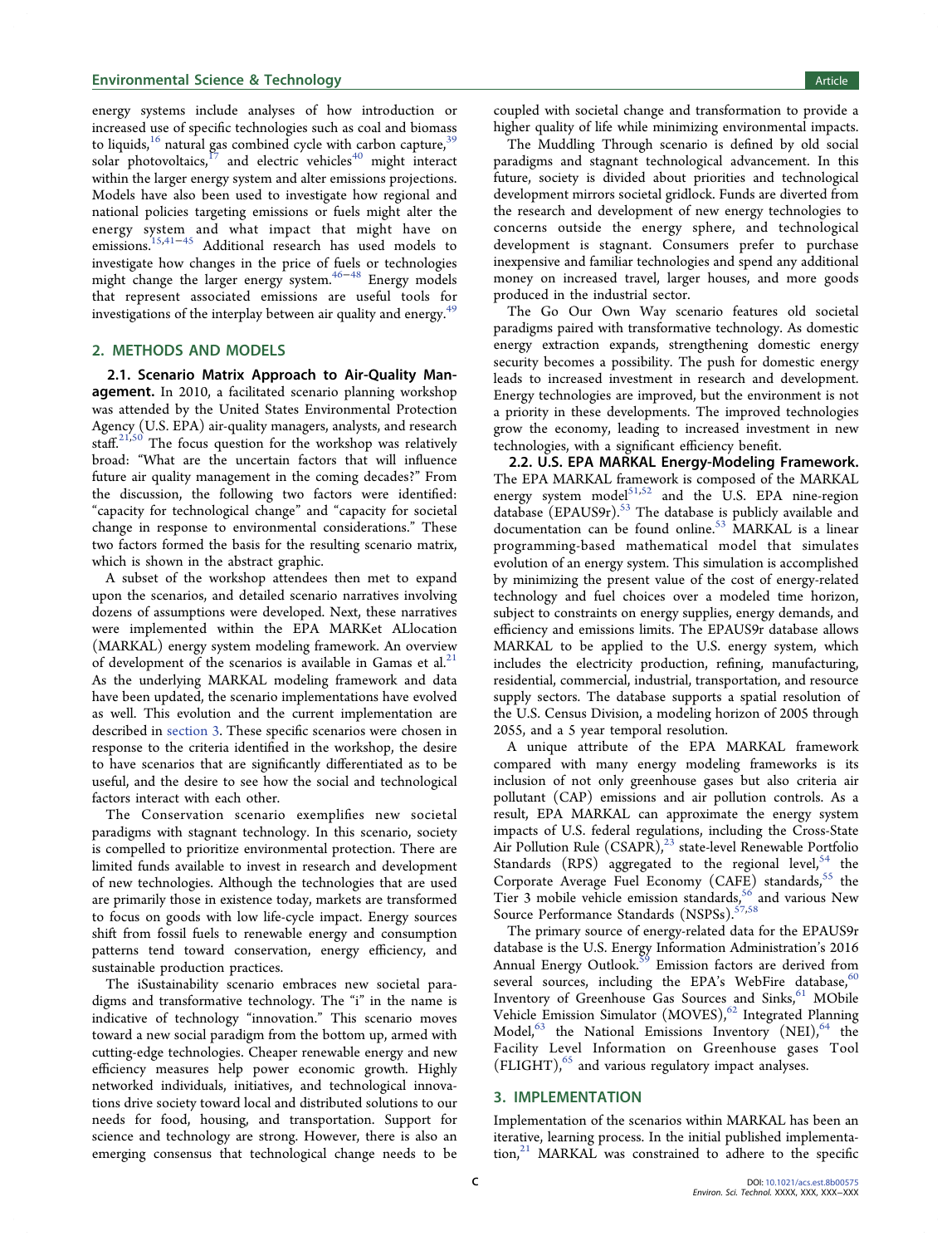energy systems include analyses of how introduction or increased use of specific technologies such as coal and biomass to liquids,[16] natural gas combined cycle with carbon capture,[39] solar photovoltaics,[17] and electric vehicles[40] might interact within the larger energy system and alter emissions projections. Models have also been used to investigate how regional and national policies targeting emissions or fuels might alter the energy system and what impact that might have on emissions.[15,41−45] Additional research has used models to investigate how changes in the price of fuels or technologies might change the larger energy system.[46−48] Energy models that represent associated emissions are useful tools for investigations of the interplay between air quality and energy.[49]

## 2. METHODS AND MODELS

**2.1. Scenario Matrix Approach to Air-Quality Management.** In 2010, a facilitated scenario planning workshop was attended by the United States Environmental Protection Agency (U.S. EPA) air-quality managers, analysts, and research staff.[21,50] The focus question for the workshop was relatively broad: "What are the uncertain factors that will influence future air quality management in the coming decades?" From the discussion, the following two factors were identified: "capacity for technological change" and "capacity for societal change in response to environmental considerations." These two factors formed the basis for the resulting scenario matrix, which is shown in the abstract graphic.

A subset of the workshop attendees then met to expand upon the scenarios, and detailed scenario narratives involving dozens of assumptions were developed. Next, these narratives were implemented within the EPA MARKet ALlocation (MARKAL) energy system modeling framework. An overview of development of the scenarios is available in Gamas et al.[21] As the underlying MARKAL modeling framework and data have been updated, the scenario implementations have evolved as well. This evolution and the current implementation are described in section 3. These specific scenarios were chosen in response to the criteria identified in the workshop, the desire to have scenarios that are significantly differentiated as to be useful, and the desire to see how the social and technological factors interact with each other.

The Conservation scenario exemplifies new societal paradigms with stagnant technology. In this scenario, society is compelled to prioritize environmental protection. There are limited funds available to invest in research and development of new technologies. Although the technologies that are used are primarily those in existence today, markets are transformed to focus on goods with low life-cycle impact. Energy sources shift from fossil fuels to renewable energy and consumption patterns tend toward conservation, energy efficiency, and sustainable production practices.

The iSustainability scenario embraces new societal paradigms and transformative technology. The "i" in the name is indicative of technology "innovation." This scenario moves toward a new social paradigm from the bottom up, armed with cutting-edge technologies. Cheaper renewable energy and new efficiency measures help power economic growth. Highly networked individuals, initiatives, and technological innovations drive society toward local and distributed solutions to our needs for food, housing, and transportation. Support for science and technology are strong. However, there is also an emerging consensus that technological change needs to be coupled with societal change and transformation to provide a higher quality of life while minimizing environmental impacts.

The Muddling Through scenario is defined by old social paradigms and stagnant technological advancement. In this future, society is divided about priorities and technological development mirrors societal gridlock. Funds are diverted from the research and development of new energy technologies to concerns outside the energy sphere, and technological development is stagnant. Consumers prefer to purchase inexpensive and familiar technologies and spend any additional money on increased travel, larger houses, and more goods produced in the industrial sector.

The Go Our Own Way scenario features old societal paradigms paired with transformative technology. As domestic energy extraction expands, strengthening domestic energy security becomes a possibility. The push for domestic energy leads to increased investment in research and development. Energy technologies are improved, but the environment is not a priority in these developments. The improved technologies grow the economy, leading to increased investment in new technologies, with a significant efficiency benefit.

**2.2. U.S. EPA MARKAL Energy-Modeling Framework.** The EPA MARKAL framework is composed of the MARKAL energy system model[51,52] and the U.S. EPA nine-region database (EPAUS9r).[53] The database is publicly available and documentation can be found online.[53] MARKAL is a linear programming-based mathematical model that simulates evolution of an energy system. This simulation is accomplished by minimizing the present value of the cost of energy-related technology and fuel choices over a modeled time horizon, subject to constraints on energy supplies, energy demands, and efficiency and emissions limits. The EPAUS9r database allows MARKAL to be applied to the U.S. energy system, which includes the electricity production, refining, manufacturing, residential, commercial, industrial, transportation, and resource supply sectors. The database supports a spatial resolution of the U.S. Census Division, a modeling horizon of 2005 through 2055, and a 5 year temporal resolution.

A unique attribute of the EPA MARKAL framework compared with many energy modeling frameworks is its inclusion of not only greenhouse gases but also criteria air pollutant (CAP) emissions and air pollution controls. As a result, EPA MARKAL can approximate the energy system impacts of U.S. federal regulations, including the Cross-State Air Pollution Rule (CSAPR),[23] state-level Renewable Portfolio Standards (RPS) aggregated to the regional level,[54] the Corporate Average Fuel Economy (CAFE) standards,[55] the Tier 3 mobile vehicle emission standards,[56] and various New Source Performance Standards (NSPSs).[57,58]

The primary source of energy-related data for the EPAUS9r database is the U.S. Energy Information Administration's 2016 Annual Energy Outlook.[59] Emission factors are derived from several sources, including the EPA's WebFire database,[60] Inventory of Greenhouse Gas Sources and Sinks,[61] MObile Vehicle Emission Simulator (MOVES),[62] Integrated Planning Model,[63] the National Emissions Inventory (NEI),[64] the Facility Level Information on Greenhouse gases Tool (FLIGHT),[65] and various regulatory impact analyses.

## 3. IMPLEMENTATION

Implementation of the scenarios within MARKAL has been an iterative, learning process. In the initial published implementation,[21] MARKAL was constrained to adhere to the specific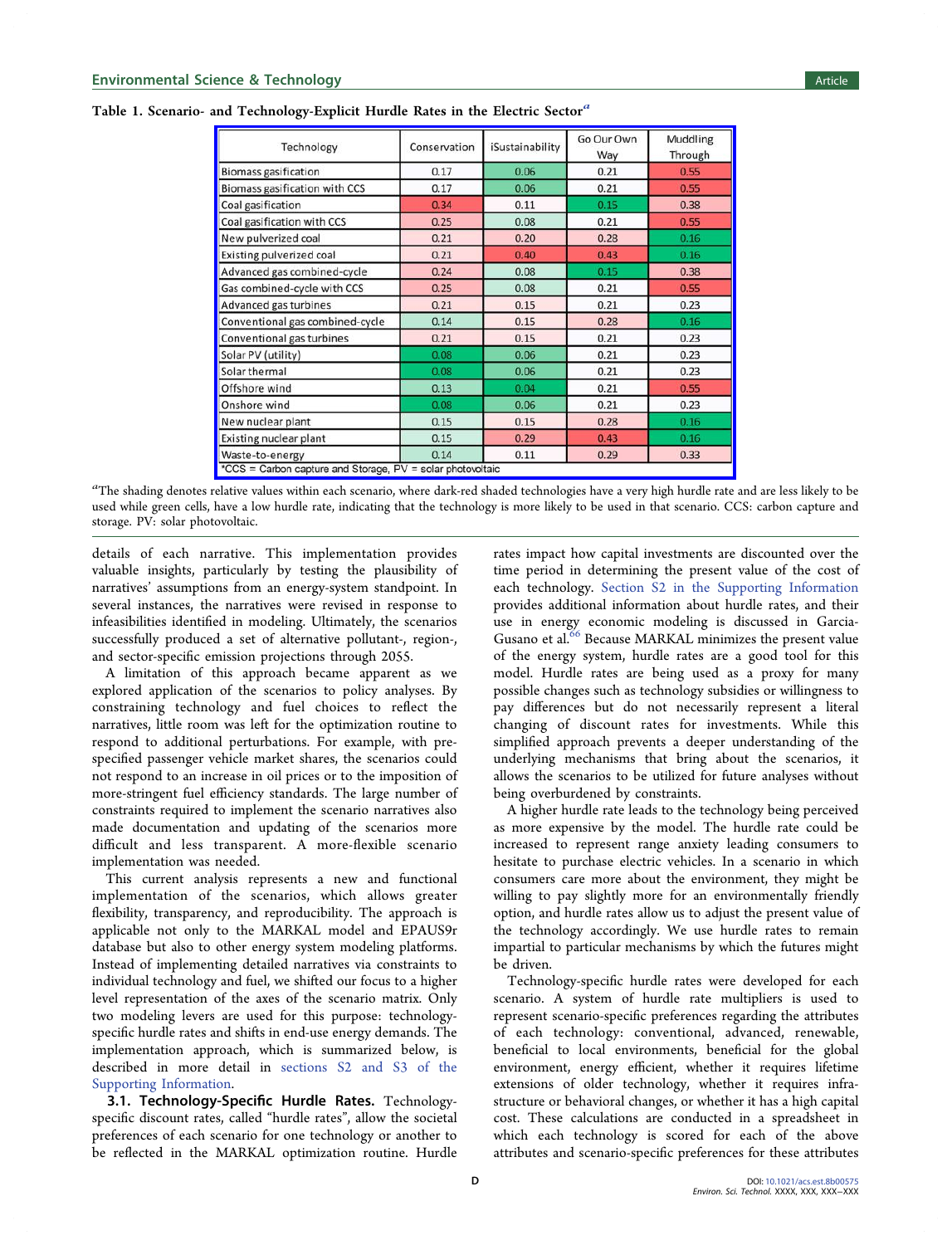**Table 1. Scenario- and Technology-Explicit Hurdle Rates in the Electric Sector[a]**

| Technology | Conservation | iSustainability | Go Our Own Way | Muddling Through |
|---|---|---|---|---|
| Biomass gasification | 0.17 | 0.06 | 0.21 | 0.55 |
| Biomass gasification with CCS | 0.17 | 0.06 | 0.21 | 0.55 |
| Coal gasification | 0.34 | 0.11 | 0.15 | 0.38 |
| Coal gasification with CCS | 0.25 | 0.08 | 0.21 | 0.55 |
| New pulverized coal | 0.21 | 0.20 | 0.28 | 0.16 |
| Existing pulverized coal | 0.21 | 0.40 | 0.43 | 0.16 |
| Advanced gas combined-cycle | 0.24 | 0.08 | 0.15 | 0.38 |
| Gas combined-cycle with CCS | 0.25 | 0.08 | 0.21 | 0.55 |
| Advanced gas turbines | 0.21 | 0.15 | 0.21 | 0.23 |
| Conventional gas combined-cycle | 0.14 | 0.15 | 0.28 | 0.16 |
| Conventional gas turbines | 0.21 | 0.15 | 0.21 | 0.23 |
| Solar PV (utility) | 0.08 | 0.06 | 0.21 | 0.23 |
| Solar thermal | 0.08 | 0.06 | 0.21 | 0.23 |
| Offshore wind | 0.13 | 0.04 | 0.21 | 0.55 |
| Onshore wind | 0.08 | 0.06 | 0.21 | 0.23 |
| New nuclear plant | 0.15 | 0.15 | 0.28 | 0.16 |
| Existing nuclear plant | 0.15 | 0.29 | 0.43 | 0.16 |
| Waste-to-energy | 0.14 | 0.11 | 0.29 | 0.33 |

*CCS = Carbon capture and Storage, PV = solar photovoltaic

[a]The shading denotes relative values within each scenario, where dark-red shaded technologies have a very high hurdle rate and are less likely to be used while green cells, have a low hurdle rate, indicating that the technology is more likely to be used in that scenario. CCS: carbon capture and storage. PV: solar photovoltaic.

details of each narrative. This implementation provides valuable insights, particularly by testing the plausibility of narratives' assumptions from an energy-system standpoint. In several instances, the narratives were revised in response to infeasibilities identified in modeling. Ultimately, the scenarios successfully produced a set of alternative pollutant-, region-, and sector-specific emission projections through 2055.

A limitation of this approach became apparent as we explored application of the scenarios to policy analyses. By constraining technology and fuel choices to reflect the narratives, little room was left for the optimization routine to respond to additional perturbations. For example, with pre-specified passenger vehicle market shares, the scenarios could not respond to an increase in oil prices or to the imposition of more-stringent fuel efficiency standards. The large number of constraints required to implement the scenario narratives also made documentation and updating of the scenarios more difficult and less transparent. A more-flexible scenario implementation was needed.

This current analysis represents a new and functional implementation of the scenarios, which allows greater flexibility, transparency, and reproducibility. The approach is applicable not only to the MARKAL model and EPAUS9r database but also to other energy system modeling platforms. Instead of implementing detailed narratives via constraints to individual technology and fuel, we shifted our focus to a higher level representation of the axes of the scenario matrix. Only two modeling levers are used for this purpose: technology-specific hurdle rates and shifts in end-use energy demands. The implementation approach, which is summarized below, is described in more detail in sections S2 and S3 of the Supporting Information.

### 3.1. Technology-Specific Hurdle Rates.

Technology-specific discount rates, called "hurdle rates", allow the societal preferences of each scenario for one technology or another to be reflected in the MARKAL optimization routine. Hurdle rates impact how capital investments are discounted over the time period in determining the present value of the cost of each technology. Section S2 in the Supporting Information provides additional information about hurdle rates, and their use in energy economic modeling is discussed in Garcia-Gusano et al.[66] Because MARKAL minimizes the present value of the energy system, hurdle rates are a good tool for this model. Hurdle rates are being used as a proxy for many possible changes such as technology subsidies or willingness to pay differences but do not necessarily represent a literal changing of discount rates for investments. While this simplified approach prevents a deeper understanding of the underlying mechanisms that bring about the scenarios, it allows the scenarios to be utilized for future analyses without being overburdened by constraints.

A higher hurdle rate leads to the technology being perceived as more expensive by the model. The hurdle rate could be increased to represent range anxiety leading consumers to hesitate to purchase electric vehicles. In a scenario in which consumers care more about the environment, they might be willing to pay slightly more for an environmentally friendly option, and hurdle rates allow us to adjust the present value of the technology accordingly. We use hurdle rates to remain impartial to particular mechanisms by which the futures might be driven.

Technology-specific hurdle rates were developed for each scenario. A system of hurdle rate multipliers is used to represent scenario-specific preferences regarding the attributes of each technology: conventional, advanced, renewable, beneficial to local environments, beneficial for the global environment, energy efficient, whether it requires lifetime extensions of older technology, whether it requires infrastructure or behavioral changes, or whether it has a high capital cost. These calculations are conducted in a spreadsheet in which each technology is scored for each of the above attributes and scenario-specific preferences for these attributes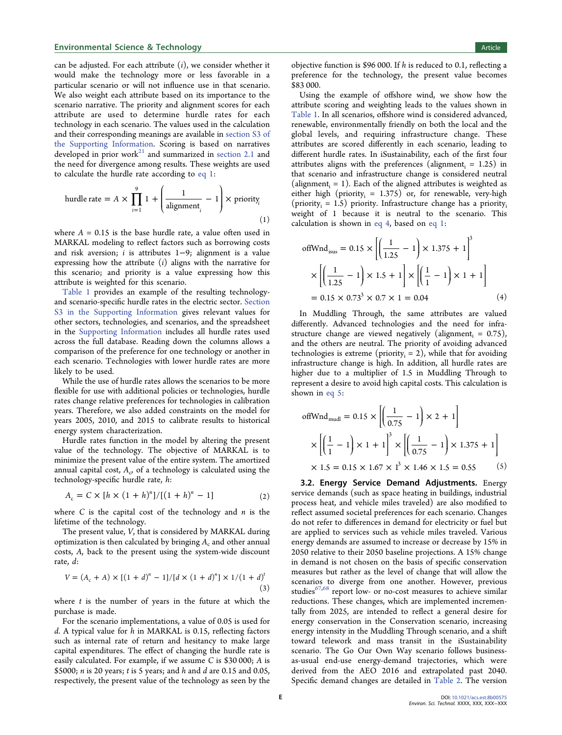can be adjusted. For each attribute ($i$), we consider whether it would make the technology more or less favorable in a particular scenario or will not influence use in that scenario. We also weight each attribute based on its importance to the scenario narrative. The priority and alignment scores for each attribute are used to determine hurdle rates for each technology in each scenario. The values used in the calculation and their corresponding meanings are available in section S3 of the Supporting Information. Scoring is based on narratives developed in prior work[21] and summarized in section 2.1 and the need for divergence among results. These weights are used to calculate the hurdle rate according to eq 1:

$$\text{hurdle rate} = A \times \prod_{i=1}^{9} 1 + \left(\frac{1}{\text{alignment}_i} - 1\right) \times \text{priority}_i \tag{1}$$

where $A = 0.15$ is the base hurdle rate, a value often used in MARKAL modeling to reflect factors such as borrowing costs and risk aversion; $i$ is attributes 1−9; alignment is a value expressing how the attribute ($i$) aligns with the narrative for this scenario; and priority is a value expressing how this attribute is weighted for this scenario.

Table 1 provides an example of the resulting technology- and scenario-specific hurdle rates in the electric sector. Section S3 in the Supporting Information gives relevant values for other sectors, technologies, and scenarios, and the spreadsheet in the Supporting Information includes all hurdle rates used across the full database. Reading down the columns allows a comparison of the preference for one technology or another in each scenario. Technologies with lower hurdle rates are more likely to be used.

While the use of hurdle rates allows the scenarios to be more flexible for use with additional policies or technologies, hurdle rates change relative preferences for technologies in calibration years. Therefore, we also added constraints on the model for years 2005, 2010, and 2015 to calibrate results to historical energy system characterization.

Hurdle rates function in the model by altering the present value of the technology. The objective of MARKAL is to minimize the present value of the entire system. The amortized annual capital cost, $A_c$, of a technology is calculated using the technology-specific hurdle rate, $h$:

$$A_c = C \times [h \times (1 + h)^n]/[(1 + h)^n - 1] \tag{2}$$

where $C$ is the capital cost of the technology and $n$ is the lifetime of the technology.

The present value, $V$, that is considered by MARKAL during optimization is then calculated by bringing $A_c$ and other annual costs, $A$, back to the present using the system-wide discount rate, $d$:

$$V = (A_c + A) \times [(1 + d)^n - 1]/[d \times (1 + d)^n] \times 1/(1 + d)^t \tag{3}$$

where $t$ is the number of years in the future at which the purchase is made.

For the scenario implementations, a value of 0.05 is used for $d$. A typical value for $h$ in MARKAL is 0.15, reflecting factors such as internal rate of return and hesitancy to make large capital expenditures. The effect of changing the hurdle rate is easily calculated. For example, if we assume $C$ is \$30 000; $A$ is \$5000; $n$ is 20 years; $t$ is 5 years; and $h$ and $d$ are 0.15 and 0.05, respectively, the present value of the technology as seen by the objective function is \$96 000. If $h$ is reduced to 0.1, reflecting a preference for the technology, the present value becomes \$83 000.

Using the example of offshore wind, we show how the attribute scoring and weighting leads to the values shown in Table 1. In all scenarios, offshore wind is considered advanced, renewable, environmentally friendly on both the local and the global levels, and requiring infrastructure change. These attributes are scored differently in each scenario, leading to different hurdle rates. In iSustainability, each of the first four attributes aligns with the preferences ($\text{alignment}_i = 1.25$) in that scenario and infrastructure change is considered neutral ($\text{alignment}_i = 1$). Each of the aligned attributes is weighted as either high ($\text{priority}_i = 1.375$) or, for renewable, very-high ($\text{priority}_i = 1.5$) priority. Infrastructure change has a $\text{priority}_i$ weight of 1 because it is neutral to the scenario. This calculation is shown in eq 4, based on eq 1:

$$\begin{aligned}\text{offWnd}_{\text{isus}} &= 0.15 \times \left[\left(\frac{1}{1.25} - 1\right) \times 1.375 + 1\right]^3 \\ &\times \left[\left(\frac{1}{1.25} - 1\right) \times 1.5 + 1\right] \times \left[\left(\frac{1}{1} - 1\right) \times 1 + 1\right] \\ &= 0.15 \times 0.73^3 \times 0.7 \times 1 = 0.04\end{aligned} \tag{4}$$

In Muddling Through, the same attributes are valued differently. Advanced technologies and the need for infrastructure change are viewed negatively ($\text{alignment}_i = 0.75$), and the others are neutral. The priority of avoiding advanced technologies is extreme ($\text{priority}_i = 2$), while that for avoiding infrastructure change is high. In addition, all hurdle rates are higher due to a multiplier of 1.5 in Muddling Through to represent a desire to avoid high capital costs. This calculation is shown in eq 5:

$$\begin{aligned}\text{offWnd}_{\text{mudl}} &= 0.15 \times \left[\left(\frac{1}{0.75} - 1\right) \times 2 + 1\right] \\ &\times \left[\left(\frac{1}{1} - 1\right) \times 1 + 1\right]^3 \times \left[\left(\frac{1}{0.75} - 1\right) \times 1.375 + 1\right] \\ &\times 1.5 = 0.15 \times 1.67 \times 1^3 \times 1.46 \times 1.5 = 0.55\end{aligned} \tag{5}$$

### 3.2. Energy Service Demand Adjustments.

Energy service demands (such as space heating in buildings, industrial process heat, and vehicle miles traveled) are also modified to reflect assumed societal preferences for each scenario. Changes do not refer to differences in demand for electricity or fuel but are applied to services such as vehicle miles traveled. Various energy demands are assumed to increase or decrease by 15% in 2050 relative to their 2050 baseline projections. A 15% change in demand is not chosen on the basis of specific conservation measures but rather as the level of change that will allow the scenarios to diverge from one another. However, previous studies[67,68] report low- or no-cost measures to achieve similar reductions. These changes, which are implemented incrementally from 2025, are intended to reflect a general desire for energy conservation in the Conservation scenario, increasing energy intensity in the Muddling Through scenario, and a shift toward telework and mass transit in the iSustainability scenario. The Go Our Own Way scenario follows business-as-usual end-use energy-demand trajectories, which were derived from the AEO 2016 and extrapolated past 2040. Specific demand changes are detailed in Table 2. The version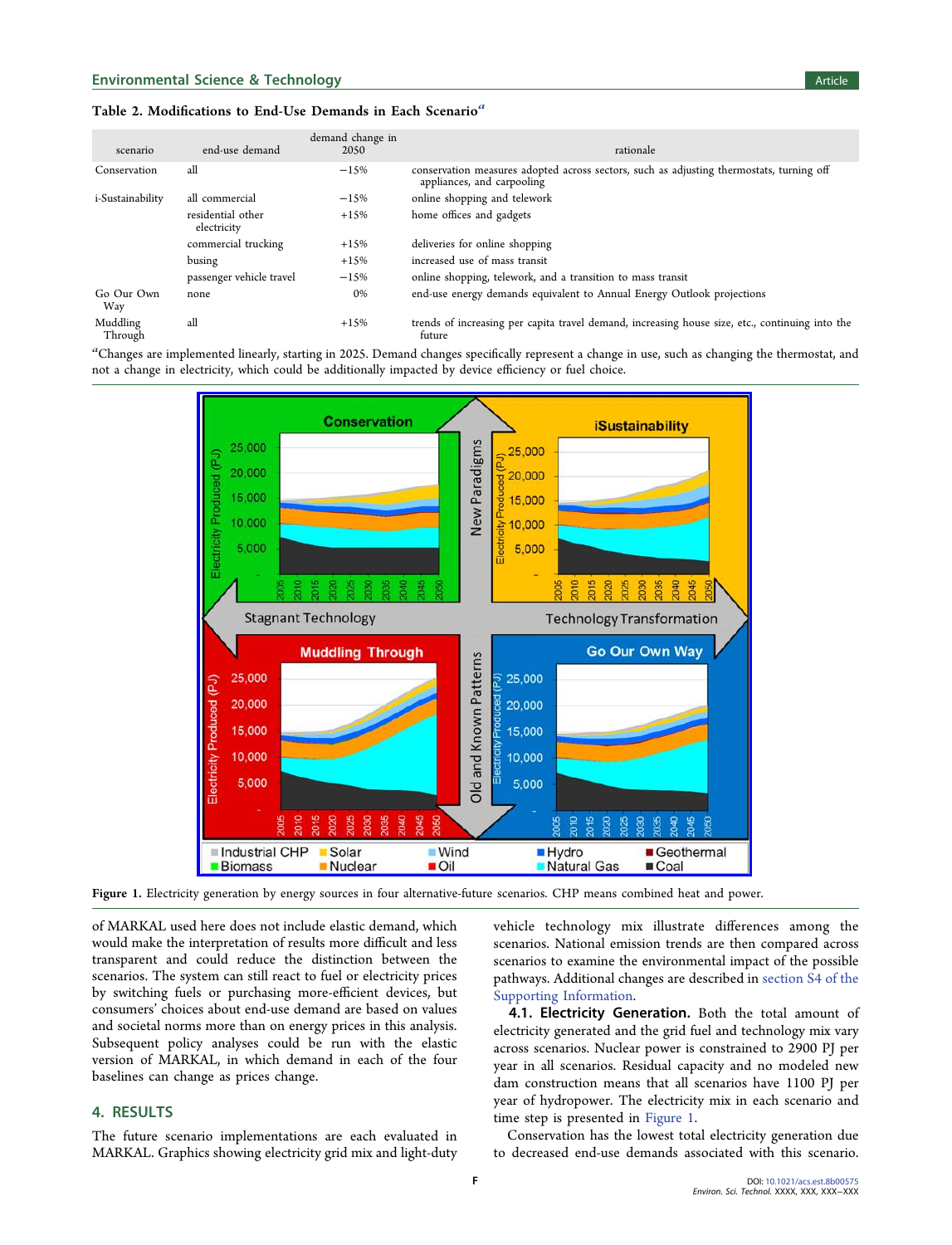**Table 2. Modifications to End-Use Demands in Each Scenario**[a]

| scenario | end-use demand | demand change in 2050 | rationale |
|---|---|---|---|
| Conservation | all | −15% | conservation measures adopted across sectors, such as adjusting thermostats, turning off appliances, and carpooling |
| i-Sustainability | all commercial | −15% | online shopping and telework |
| | residential other electricity | +15% | home offices and gadgets |
| | commercial trucking | +15% | deliveries for online shopping |
| | busing | +15% | increased use of mass transit |
| | passenger vehicle travel | −15% | online shopping, telework, and a transition to mass transit |
| Go Our Own Way | none | 0% | end-use energy demands equivalent to Annual Energy Outlook projections |
| Muddling Through | all | +15% | trends of increasing per capita travel demand, increasing house size, etc., continuing into the future |

[a]Changes are implemented linearly, starting in 2025. Demand changes specifically represent a change in use, such as changing the thermostat, and not a change in electricity, which could be additionally impacted by device efficiency or fuel choice.

**Figure 1.** Electricity generation by energy sources in four alternative-future scenarios. CHP means combined heat and power.

of MARKAL used here does not include elastic demand, which would make the interpretation of results more difficult and less transparent and could reduce the distinction between the scenarios. The system can still react to fuel or electricity prices by switching fuels or purchasing more-efficient devices, but consumers' choices about end-use demand are based on values and societal norms more than on energy prices in this analysis. Subsequent policy analyses could be run with the elastic version of MARKAL, in which demand in each of the four baselines can change as prices change.

## 4. RESULTS

The future scenario implementations are each evaluated in MARKAL. Graphics showing electricity grid mix and light-duty vehicle technology mix illustrate differences among the scenarios. National emission trends are then compared across scenarios to examine the environmental impact of the possible pathways. Additional changes are described in section S4 of the Supporting Information.

**4.1. Electricity Generation.** Both the total amount of electricity generated and the grid fuel and technology mix vary across scenarios. Nuclear power is constrained to 2900 PJ per year in all scenarios. Residual capacity and no modeled new dam construction means that all scenarios have 1100 PJ per year of hydropower. The electricity mix in each scenario and time step is presented in Figure 1.

Conservation has the lowest total electricity generation due to decreased end-use demands associated with this scenario.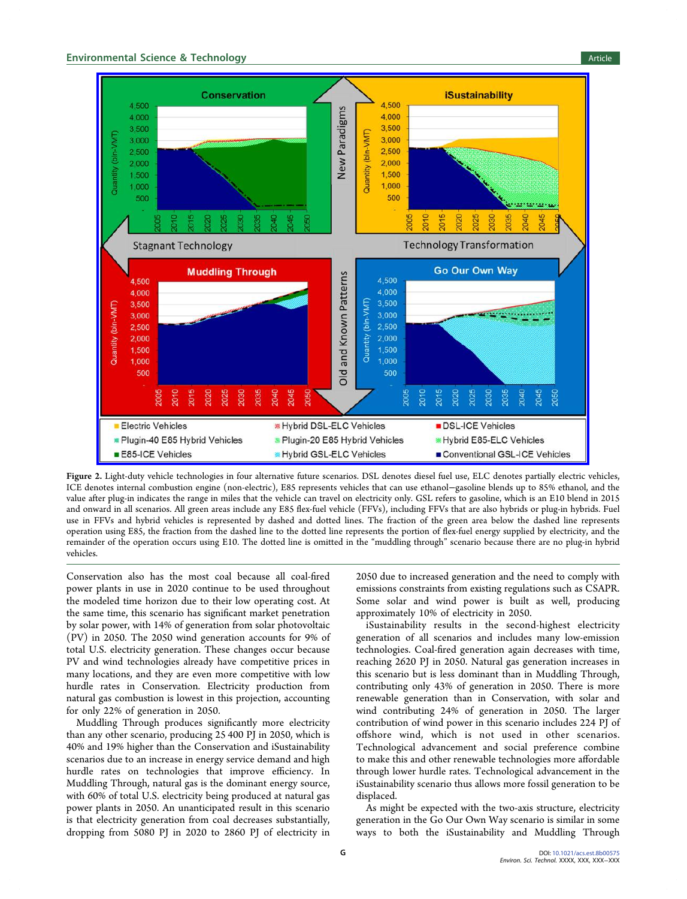Figure 2. Light-duty vehicle technologies in four alternative future scenarios. DSL denotes diesel fuel use, ELC denotes partially electric vehicles, ICE denotes internal combustion engine (non-electric), E85 represents vehicles that can use ethanol−gasoline blends up to 85% ethanol, and the value after plug-in indicates the range in miles that the vehicle can travel on electricity only. GSL refers to gasoline, which is an E10 blend in 2015 and onward in all scenarios. All green areas include any E85 flex-fuel vehicle (FFVs), including FFVs that are also hybrids or plug-in hybrids. Fuel use in FFVs and hybrid vehicles is represented by dashed and dotted lines. The fraction of the green area below the dashed line represents operation using E85, the fraction from the dashed line to the dotted line represents the portion of flex-fuel energy supplied by electricity, and the remainder of the operation occurs using E10. The dotted line is omitted in the "muddling through" scenario because there are no plug-in hybrid vehicles.

Conservation also has the most coal because all coal-fired power plants in use in 2020 continue to be used throughout the modeled time horizon due to their low operating cost. At the same time, this scenario has significant market penetration by solar power, with 14% of generation from solar photovoltaic (PV) in 2050. The 2050 wind generation accounts for 9% of total U.S. electricity generation. These changes occur because PV and wind technologies already have competitive prices in many locations, and they are even more competitive with low hurdle rates in Conservation. Electricity production from natural gas combustion is lowest in this projection, accounting for only 22% of generation in 2050.

Muddling Through produces significantly more electricity than any other scenario, producing 25 400 PJ in 2050, which is 40% and 19% higher than the Conservation and iSustainability scenarios due to an increase in energy service demand and high hurdle rates on technologies that improve efficiency. In Muddling Through, natural gas is the dominant energy source, with 60% of total U.S. electricity being produced at natural gas power plants in 2050. An unanticipated result in this scenario is that electricity generation from coal decreases substantially, dropping from 5080 PJ in 2020 to 2860 PJ of electricity in 2050 due to increased generation and the need to comply with emissions constraints from existing regulations such as CSAPR. Some solar and wind power is built as well, producing approximately 10% of electricity in 2050.

iSustainability results in the second-highest electricity generation of all scenarios and includes many low-emission technologies. Coal-fired generation again decreases with time, reaching 2620 PJ in 2050. Natural gas generation increases in this scenario but is less dominant than in Muddling Through, contributing only 43% of generation in 2050. There is more renewable generation than in Conservation, with solar and wind contributing 24% of generation in 2050. The larger contribution of wind power in this scenario includes 224 PJ of offshore wind, which is not used in other scenarios. Technological advancement and social preference combine to make this and other renewable technologies more affordable through lower hurdle rates. Technological advancement in the iSustainability scenario thus allows more fossil generation to be displaced.

As might be expected with the two-axis structure, electricity generation in the Go Our Own Way scenario is similar in some ways to both the iSustainability and Muddling Through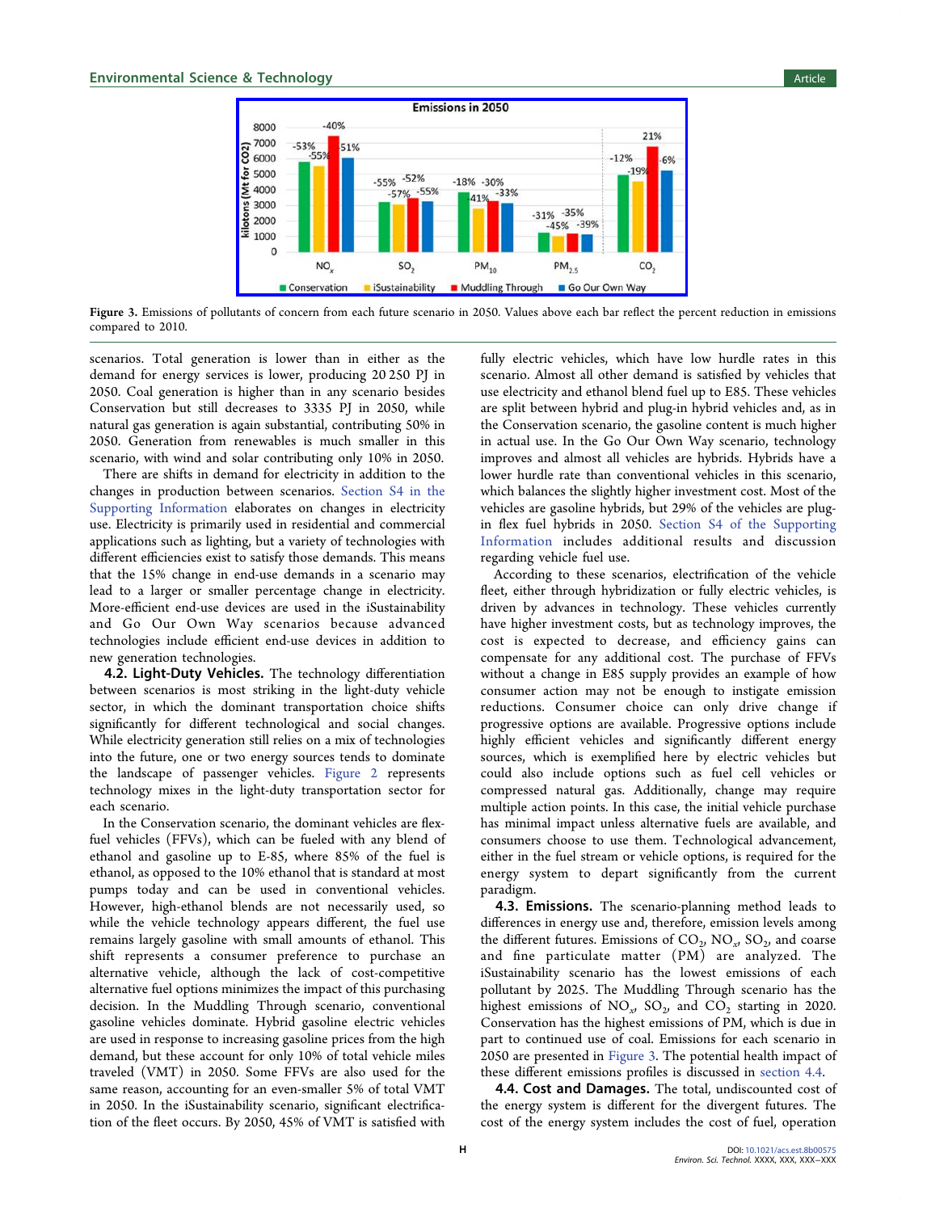**Figure 3.** Emissions of pollutants of concern from each future scenario in 2050. Values above each bar reflect the percent reduction in emissions compared to 2010.

scenarios. Total generation is lower than in either as the demand for energy services is lower, producing 20 250 PJ in 2050. Coal generation is higher than in any scenario besides Conservation but still decreases to 3335 PJ in 2050, while natural gas generation is again substantial, contributing 50% in 2050. Generation from renewables is much smaller in this scenario, with wind and solar contributing only 10% in 2050.

There are shifts in demand for electricity in addition to the changes in production between scenarios. Section S4 in the Supporting Information elaborates on changes in electricity use. Electricity is primarily used in residential and commercial applications such as lighting, but a variety of technologies with different efficiencies exist to satisfy those demands. This means that the 15% change in end-use demands in a scenario may lead to a larger or smaller percentage change in electricity. More-efficient end-use devices are used in the iSustainability and Go Our Own Way scenarios because advanced technologies include efficient end-use devices in addition to new generation technologies.

### 4.2. Light-Duty Vehicles.

The technology differentiation between scenarios is most striking in the light-duty vehicle sector, in which the dominant transportation choice shifts significantly for different technological and social changes. While electricity generation still relies on a mix of technologies into the future, one or two energy sources tends to dominate the landscape of passenger vehicles. Figure 2 represents technology mixes in the light-duty transportation sector for each scenario.

In the Conservation scenario, the dominant vehicles are flex-fuel vehicles (FFVs), which can be fueled with any blend of ethanol and gasoline up to E-85, where 85% of the fuel is ethanol, as opposed to the 10% ethanol that is standard at most pumps today and can be used in conventional vehicles. However, high-ethanol blends are not necessarily used, so while the vehicle technology appears different, the fuel use remains largely gasoline with small amounts of ethanol. This shift represents a consumer preference to purchase an alternative vehicle, although the lack of cost-competitive alternative fuel options minimizes the impact of this purchasing decision. In the Muddling Through scenario, conventional gasoline vehicles dominate. Hybrid gasoline electric vehicles are used in response to increasing gasoline prices from the high demand, but these account for only 10% of total vehicle miles traveled (VMT) in 2050. Some FFVs are also used for the same reason, accounting for an even-smaller 5% of total VMT in 2050. In the iSustainability scenario, significant electrification of the fleet occurs. By 2050, 45% of VMT is satisfied with fully electric vehicles, which have low hurdle rates in this scenario. Almost all other demand is satisfied by vehicles that use electricity and ethanol blend fuel up to E85. These vehicles are split between hybrid and plug-in hybrid vehicles and, as in the Conservation scenario, the gasoline content is much higher in actual use. In the Go Our Own Way scenario, technology improves and almost all vehicles are hybrids. Hybrids have a lower hurdle rate than conventional vehicles in this scenario, which balances the slightly higher investment cost. Most of the vehicles are gasoline hybrids, but 29% of the vehicles are plug-in flex fuel hybrids in 2050. Section S4 of the Supporting Information includes additional results and discussion regarding vehicle fuel use.

According to these scenarios, electrification of the vehicle fleet, either through hybridization or fully electric vehicles, is driven by advances in technology. These vehicles currently have higher investment costs, but as technology improves, the cost is expected to decrease, and efficiency gains can compensate for any additional cost. The purchase of FFVs without a change in E85 supply provides an example of how consumer action may not be enough to instigate emission reductions. Consumer choice can only drive change if progressive options are available. Progressive options include highly efficient vehicles and significantly different energy sources, which is exemplified here by electric vehicles but could also include options such as fuel cell vehicles or compressed natural gas. Additionally, change may require multiple action points. In this case, the initial vehicle purchase has minimal impact unless alternative fuels are available, and consumers choose to use them. Technological advancement, either in the fuel stream or vehicle options, is required for the energy system to depart significantly from the current paradigm.

### 4.3. Emissions.

The scenario-planning method leads to differences in energy use and, therefore, emission levels among the different futures. Emissions of $CO_2$, $NO_x$, $SO_2$, and coarse and fine particulate matter (PM) are analyzed. The iSustainability scenario has the lowest emissions of each pollutant by 2025. The Muddling Through scenario has the highest emissions of $NO_x$, $SO_2$, and $CO_2$ starting in 2020. Conservation has the highest emissions of PM, which is due in part to continued use of coal. Emissions for each scenario in 2050 are presented in Figure 3. The potential health impact of these different emissions profiles is discussed in section 4.4.

### 4.4. Cost and Damages.

The total, undiscounted cost of the energy system is different for the divergent futures. The cost of the energy system includes the cost of fuel, operation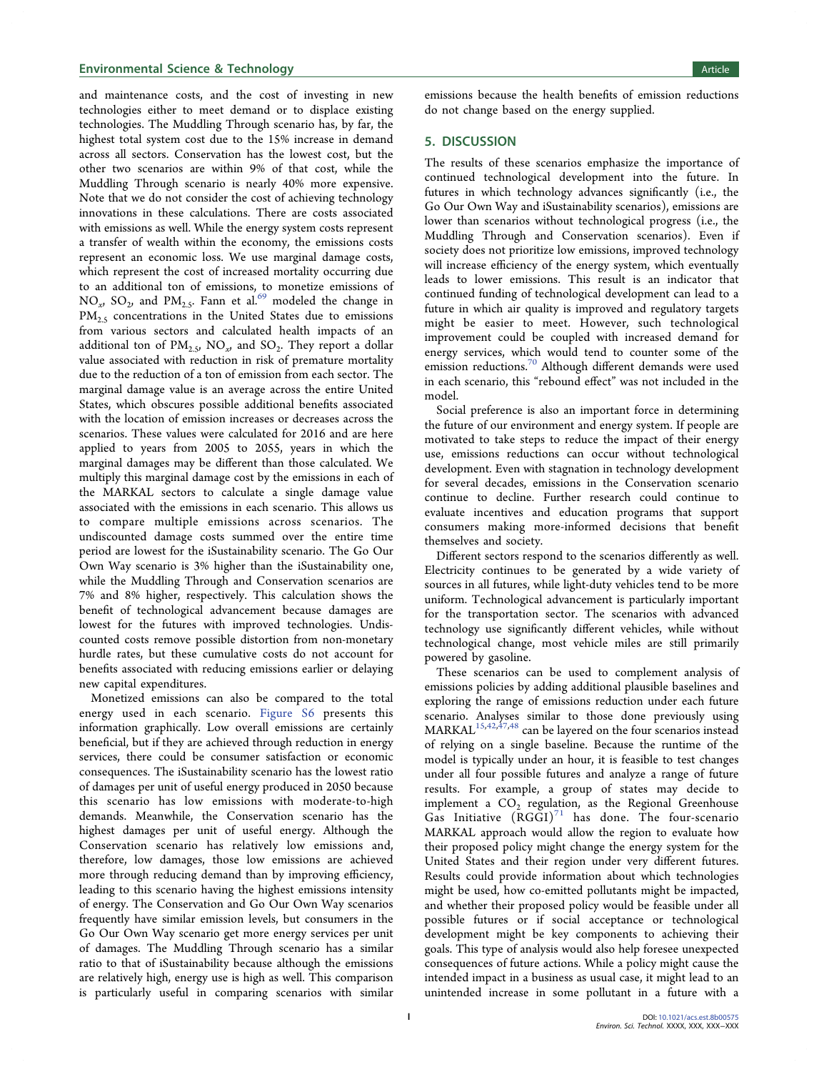and maintenance costs, and the cost of investing in new technologies either to meet demand or to displace existing technologies. The Muddling Through scenario has, by far, the highest total system cost due to the 15% increase in demand across all sectors. Conservation has the lowest cost, but the other two scenarios are within 9% of that cost, while the Muddling Through scenario is nearly 40% more expensive. Note that we do not consider the cost of achieving technology innovations in these calculations. There are costs associated with emissions as well. While the energy system costs represent a transfer of wealth within the economy, the emissions costs represent an economic loss. We use marginal damage costs, which represent the cost of increased mortality occurring due to an additional ton of emissions, to monetize emissions of $NO_x$, $SO_2$, and $PM_{2.5}$. Fann et al.[69] modeled the change in $PM_{2.5}$ concentrations in the United States due to emissions from various sectors and calculated health impacts of an additional ton of $PM_{2.5}$, $NO_x$, and $SO_2$. They report a dollar value associated with reduction in risk of premature mortality due to the reduction of a ton of emission from each sector. The marginal damage value is an average across the entire United States, which obscures possible additional benefits associated with the location of emission increases or decreases across the scenarios. These values were calculated for 2016 and are here applied to years from 2005 to 2055, years in which the marginal damages may be different than those calculated. We multiply this marginal damage cost by the emissions in each of the MARKAL sectors to calculate a single damage value associated with the emissions in each scenario. This allows us to compare multiple emissions across scenarios. The undiscounted damage costs summed over the entire time period are lowest for the iSustainability scenario. The Go Our Own Way scenario is 3% higher than the iSustainability one, while the Muddling Through and Conservation scenarios are 7% and 8% higher, respectively. This calculation shows the benefit of technological advancement because damages are lowest for the futures with improved technologies. Undiscounted costs remove possible distortion from non-monetary hurdle rates, but these cumulative costs do not account for benefits associated with reducing emissions earlier or delaying new capital expenditures.

Monetized emissions can also be compared to the total energy used in each scenario. Figure S6 presents this information graphically. Low overall emissions are certainly beneficial, but if they are achieved through reduction in energy services, there could be consumer satisfaction or economic consequences. The iSustainability scenario has the lowest ratio of damages per unit of useful energy produced in 2050 because this scenario has low emissions with moderate-to-high demands. Meanwhile, the Conservation scenario has the highest damages per unit of useful energy. Although the Conservation scenario has relatively low emissions and, therefore, low damages, those low emissions are achieved more through reducing demand than by improving efficiency, leading to this scenario having the highest emissions intensity of energy. The Conservation and Go Our Own Way scenarios frequently have similar emission levels, but consumers in the Go Our Own Way scenario get more energy services per unit of damages. The Muddling Through scenario has a similar ratio to that of iSustainability because although the emissions are relatively high, energy use is high as well. This comparison is particularly useful in comparing scenarios with similar emissions because the health benefits of emission reductions do not change based on the energy supplied.

## 5. DISCUSSION

The results of these scenarios emphasize the importance of continued technological development into the future. In futures in which technology advances significantly (i.e., the Go Our Own Way and iSustainability scenarios), emissions are lower than scenarios without technological progress (i.e., the Muddling Through and Conservation scenarios). Even if society does not prioritize low emissions, improved technology will increase efficiency of the energy system, which eventually leads to lower emissions. This result is an indicator that continued funding of technological development can lead to a future in which air quality is improved and regulatory targets might be easier to meet. However, such technological improvement could be coupled with increased demand for energy services, which would tend to counter some of the emission reductions.[70] Although different demands were used in each scenario, this "rebound effect" was not included in the model.

Social preference is also an important force in determining the future of our environment and energy system. If people are motivated to take steps to reduce the impact of their energy use, emissions reductions can occur without technological development. Even with stagnation in technology development for several decades, emissions in the Conservation scenario continue to decline. Further research could continue to evaluate incentives and education programs that support consumers making more-informed decisions that benefit themselves and society.

Different sectors respond to the scenarios differently as well. Electricity continues to be generated by a wide variety of sources in all futures, while light-duty vehicles tend to be more uniform. Technological advancement is particularly important for the transportation sector. The scenarios with advanced technology use significantly different vehicles, while without technological change, most vehicle miles are still primarily powered by gasoline.

These scenarios can be used to complement analysis of emissions policies by adding additional plausible baselines and exploring the range of emissions reduction under each future scenario. Analyses similar to those done previously using MARKAL[15,42,47,48] can be layered on the four scenarios instead of relying on a single baseline. Because the runtime of the model is typically under an hour, it is feasible to test changes under all four possible futures and analyze a range of future results. For example, a group of states may decide to implement a $CO_2$ regulation, as the Regional Greenhouse Gas Initiative (RGGI)[71] has done. The four-scenario MARKAL approach would allow the region to evaluate how their proposed policy might change the energy system for the United States and their region under very different futures. Results could provide information about which technologies might be used, how co-emitted pollutants might be impacted, and whether their proposed policy would be feasible under all possible futures or if social acceptance or technological development might be key components to achieving their goals. This type of analysis would also help foresee unexpected consequences of future actions. While a policy might cause the intended impact in a business as usual case, it might lead to an unintended increase in some pollutant in a future with a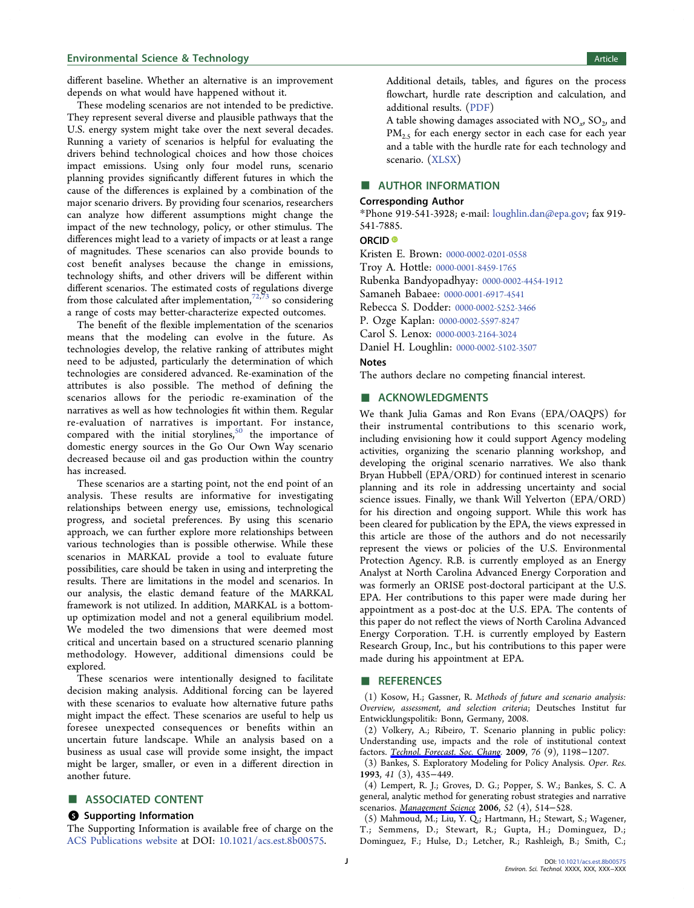different baseline. Whether an alternative is an improvement depends on what would have happened without it.

These modeling scenarios are not intended to be predictive. They represent several diverse and plausible pathways that the U.S. energy system might take over the next several decades. Running a variety of scenarios is helpful for evaluating the drivers behind technological choices and how those choices impact emissions. Using only four model runs, scenario planning provides significantly different futures in which the cause of the differences is explained by a combination of the major scenario drivers. By providing four scenarios, researchers can analyze how different assumptions might change the impact of the new technology, policy, or other stimulus. The differences might lead to a variety of impacts or at least a range of magnitudes. These scenarios can also provide bounds to cost benefit analyses because the change in emissions, technology shifts, and other drivers will be different within different scenarios. The estimated costs of regulations diverge from those calculated after implementation,[72,73] so considering a range of costs may better-characterize expected outcomes.

The benefit of the flexible implementation of the scenarios means that the modeling can evolve in the future. As technologies develop, the relative ranking of attributes might need to be adjusted, particularly the determination of which technologies are considered advanced. Re-examination of the attributes is also possible. The method of defining the scenarios allows for the periodic re-examination of the narratives as well as how technologies fit within them. Regular re-evaluation of narratives is important. For instance, compared with the initial storylines,[50] the importance of domestic energy sources in the Go Our Own Way scenario decreased because oil and gas production within the country has increased.

These scenarios are a starting point, not the end point of an analysis. These results are informative for investigating relationships between energy use, emissions, technological progress, and societal preferences. By using this scenario approach, we can further explore more relationships between various technologies than is possible otherwise. While these scenarios in MARKAL provide a tool to evaluate future possibilities, care should be taken in using and interpreting the results. There are limitations in the model and scenarios. In our analysis, the elastic demand feature of the MARKAL framework is not utilized. In addition, MARKAL is a bottom-up optimization model and not a general equilibrium model. We modeled the two dimensions that were deemed most critical and uncertain based on a structured scenario planning methodology. However, additional dimensions could be explored.

These scenarios were intentionally designed to facilitate decision making analysis. Additional forcing can be layered with these scenarios to evaluate how alternative future paths might impact the effect. These scenarios are useful to help us foresee unexpected consequences or benefits within an uncertain future landscape. While an analysis based on a business as usual case will provide some insight, the impact might be larger, smaller, or even in a different direction in another future.

## ■ ASSOCIATED CONTENT

### Supporting Information

The Supporting Information is available free of charge on the ACS Publications website at DOI: 10.1021/acs.est.8b00575.

Additional details, tables, and figures on the process flowchart, hurdle rate description and calculation, and additional results. (PDF)

A table showing damages associated with $NO_x$, $SO_2$, and $PM_{2.5}$ for each energy sector in each case for each year and a table with the hurdle rate for each technology and scenario. (XLSX)

## ■ AUTHOR INFORMATION

### Corresponding Author

*Phone 919-541-3928; e-mail: loughlin.dan@epa.gov; fax 919-541-7885.

### ORCID

Kristen E. Brown: 0000-0002-0201-0558
Troy A. Hottle: 0000-0001-8459-1765
Rubenka Bandyopadhyay: 0000-0002-4454-1912
Samaneh Babaee: 0000-0001-6917-4541
Rebecca S. Dodder: 0000-0002-5252-3466
P. Ozge Kaplan: 0000-0002-5597-8247
Carol S. Lenox: 0000-0003-2164-3024
Daniel H. Loughlin: 0000-0002-5102-3507

### Notes

The authors declare no competing financial interest.

## ■ ACKNOWLEDGMENTS

We thank Julia Gamas and Ron Evans (EPA/OAQPS) for their instrumental contributions to this scenario work, including envisioning how it could support Agency modeling activities, organizing the scenario planning workshop, and developing the original scenario narratives. We also thank Bryan Hubbell (EPA/ORD) for continued interest in scenario planning and its role in addressing uncertainty and social science issues. Finally, we thank Will Yelverton (EPA/ORD) for his direction and ongoing support. While this work has been cleared for publication by the EPA, the views expressed in this article are those of the authors and do not necessarily represent the views or policies of the U.S. Environmental Protection Agency. R.B. is currently employed as an Energy Analyst at North Carolina Advanced Energy Corporation and was formerly an ORISE post-doctoral participant at the U.S. EPA. Her contributions to this paper were made during her appointment as a post-doc at the U.S. EPA. The contents of this paper do not reflect the views of North Carolina Advanced Energy Corporation. T.H. is currently employed by Eastern Research Group, Inc., but his contributions to this paper were made during his appointment at EPA.

## ■ REFERENCES

(1) Kosow, H.; Gassner, R. *Methods of future and scenario analysis: Overview, assessment, and selection criteria*; Deutsches Institut fur Entwicklungspolitik: Bonn, Germany, 2008.

(2) Volkery, A.; Ribeiro, T. Scenario planning in public policy: Understanding use, impacts and the role of institutional context factors. *Technol. Forecast. Soc. Chang.* **2009**, *76* (9), 1198−1207.

(3) Bankes, S. Exploratory Modeling for Policy Analysis. *Oper. Res.* **1993**, *41* (3), 435−449.

(4) Lempert, R. J.; Groves, D. G.; Popper, S. W.; Bankes, S. C. A general, analytic method for generating robust strategies and narrative scenarios. *Management Science* **2006**, *52* (4), 514−528.

(5) Mahmoud, M.; Liu, Y. Q.; Hartmann, H.; Stewart, S.; Wagener, T.; Semmens, D.; Stewart, R.; Gupta, H.; Dominguez, D.; Dominguez, F.; Hulse, D.; Letcher, R.; Rashleigh, B.; Smith, C.;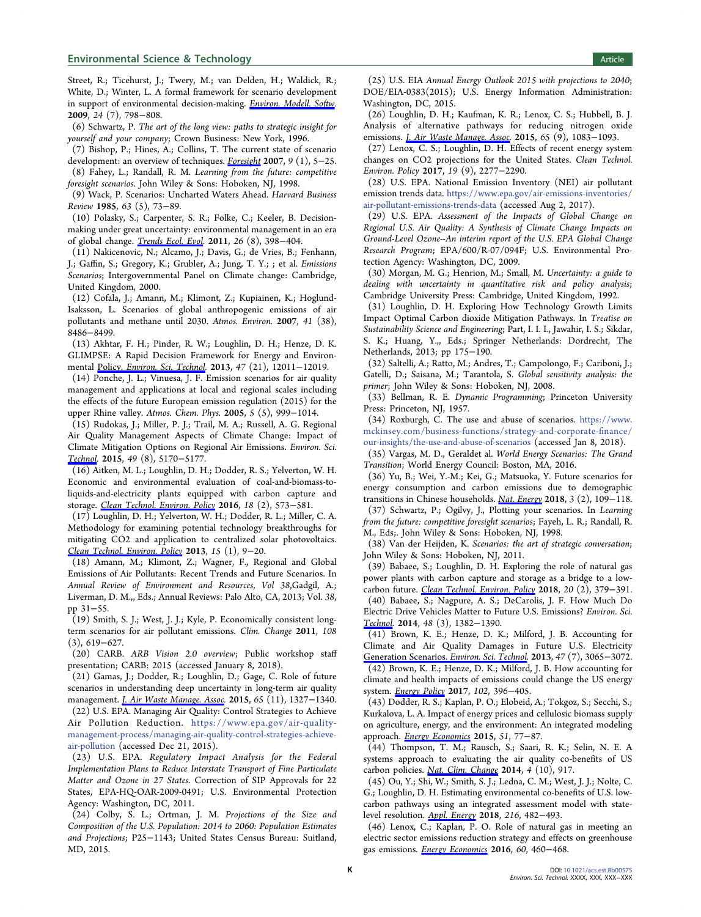Street, R.; Ticehurst, J.; Twery, M.; van Delden, H.; Waldick, R.; White, D.; Winter, L. A formal framework for scenario development in support of environmental decision-making. *Environ. Modell. Softw.* **2009**, *24* (7), 798−808.

(6) Schwartz, P. *The art of the long view: paths to strategic insight for yourself and your company*; Crown Business: New York, 1996.

(7) Bishop, P.; Hines, A.; Collins, T. The current state of scenario development: an overview of techniques. *Foresight* **2007**, *9* (1), 5−25.

(8) Fahey, L.; Randall, R. M. *Learning from the future: competitive foresight scenarios*. John Wiley & Sons: Hoboken, NJ, 1998.

(9) Wack, P. Scenarios: Uncharted Waters Ahead. *Harvard Business Review* **1985**, *63* (5), 73−89.

(10) Polasky, S.; Carpenter, S. R.; Folke, C.; Keeler, B. Decision-making under great uncertainty: environmental management in an era of global change. *Trends Ecol. Evol.* **2011**, *26* (8), 398−404.

(11) Nakicenovic, N.; Alcamo, J.; Davis, G.; de Vries, B.; Fenhann, J.; Gaffin, S.; Gregory, K.; Grubler, A.; Jung, T. Y.; ; et al. *Emissions Scenarios*; Intergovernmental Panel on Climate change: Cambridge, United Kingdom, 2000.

(12) Cofala, J.; Amann, M.; Klimont, Z.; Kupiainen, K.; Hoglund-Isaksson, L. Scenarios of global anthropogenic emissions of air pollutants and methane until 2030. *Atmos. Environ.* **2007**, *41* (38), 8486−8499.

(13) Akhtar, F. H.; Pinder, R. W.; Loughlin, D. H.; Henze, D. K. GLIMPSE: A Rapid Decision Framework for Energy and Environmental Policy. *Environ. Sci. Technol.* **2013**, *47* (21), 12011−12019.

(14) Ponche, J. L.; Vinuesa, J. F. Emission scenarios for air quality management and applications at local and regional scales including the effects of the future European emission regulation (2015) for the upper Rhine valley. *Atmos. Chem. Phys.* **2005**, *5* (5), 999−1014.

(15) Rudokas, J.; Miller, P. J.; Trail, M. A.; Russell, A. G. Regional Air Quality Management Aspects of Climate Change: Impact of Climate Mitigation Options on Regional Air Emissions. *Environ. Sci. Technol.* **2015**, *49* (8), 5170−5177.

(16) Aitken, M. L.; Loughlin, D. H.; Dodder, R. S.; Yelverton, W. H. Economic and environmental evaluation of coal-and-biomass-to-liquids-and-electricity plants equipped with carbon capture and storage. *Clean Technol. Environ. Policy* **2016**, *18* (2), 573−581.

(17) Loughlin, D. H.; Yelverton, W. H.; Dodder, R. L.; Miller, C. A. Methodology for examining potential technology breakthroughs for mitigating CO2 and application to centralized solar photovoltaics. *Clean Technol. Environ. Policy* **2013**, *15* (1), 9−20.

(18) Amann, M.; Klimont, Z.; Wagner, F., Regional and Global Emissions of Air Pollutants: Recent Trends and Future Scenarios. In *Annual Review of Environment and Resources, Vol 38*,Gadgil, A.; Liverman, D. M.,, Eds.; Annual Reviews: Palo Alto, CA, 2013; Vol. *38*, pp 31−55.

(19) Smith, S. J.; West, J. J.; Kyle, P. Economically consistent long-term scenarios for air pollutant emissions. *Clim. Change* **2011**, *108* (3), 619−627.

(20) CARB. *ARB Vision 2.0 overview*; Public workshop staff presentation; CARB: 2015 (accessed January 8, 2018).

(21) Gamas, J.; Dodder, R.; Loughlin, D.; Gage, C. Role of future scenarios in understanding deep uncertainty in long-term air quality management. *J. Air Waste Manage. Assoc.* **2015**, *65* (11), 1327−1340.

(22) U.S. EPA. Managing Air Quality: Control Strategies to Achieve Air Pollution Reduction. https://www.epa.gov/air-quality-management-process/managing-air-quality-control-strategies-achieve-air-pollution (accessed Dec 21, 2015).

(23) U.S. EPA. *Regulatory Impact Analysis for the Federal Implementation Plans to Reduce Interstate Transport of Fine Particulate Matter and Ozone in 27 States*. Correction of SIP Approvals for 22 States, EPA-HQ-OAR-2009-0491; U.S. Environmental Protection Agency: Washington, DC, 2011.

(24) Colby, S. L.; Ortman, J. M. *Projections of the Size and Composition of the U.S. Population: 2014 to 2060: Population Estimates and Projections*; P25−1143; United States Census Bureau: Suitland, MD, 2015.

(25) U.S. EIA *Annual Energy Outlook 2015 with projections to 2040*; DOE/EIA-0383(2015); U.S. Energy Information Administration: Washington, DC, 2015.

(26) Loughlin, D. H.; Kaufman, K. R.; Lenox, C. S.; Hubbell, B. J. Analysis of alternative pathways for reducing nitrogen oxide emissions. *J. Air Waste Manage. Assoc.* **2015**, *65* (9), 1083−1093.

(27) Lenox, C. S.; Loughlin, D. H. Effects of recent energy system changes on CO2 projections for the United States. *Clean Technol. Environ. Policy* **2017**, *19* (9), 2277−2290.

(28) U.S. EPA. National Emission Inventory (NEI) air pollutant emission trends data. https://www.epa.gov/air-emissions-inventories/air-pollutant-emissions-trends-data (accessed Aug 2, 2017).

(29) U.S. EPA. *Assessment of the Impacts of Global Change on Regional U.S. Air Quality: A Synthesis of Climate Change Impacts on Ground-Level Ozone--An interim report of the U.S. EPA Global Change Research Program*; EPA/600/R-07/094F; U.S. Environmental Protection Agency: Washington, DC, 2009.

(30) Morgan, M. G.; Henrion, M.; Small, M. *Uncertainty: a guide to dealing with uncertainty in quantitative risk and policy analysis*; Cambridge University Press: Cambridge, United Kingdom, 1992.

(31) Loughlin, D. H. Exploring How Technology Growth Limits Impact Optimal Carbon dioxide Mitigation Pathways. In *Treatise on Sustainability Science and Engineering*; Part, I. I. I., Jawahir, I. S.; Sikdar, S. K.; Huang, Y.,, Eds.; Springer Netherlands: Dordrecht, The Netherlands, 2013; pp 175−190.

(32) Saltelli, A.; Ratto, M.; Andres, T.; Campolongo, F.; Cariboni, J.; Gatelli, D.; Saisana, M.; Tarantola, S. *Global sensitivity analysis: the primer*; John Wiley & Sons: Hoboken, NJ, 2008.

(33) Bellman, R. E. *Dynamic Programming*; Princeton University Press: Princeton, NJ, 1957.

(34) Roxburgh, C. The use and abuse of scenarios. https://www.mckinsey.com/business-functions/strategy-and-corporate-finance/our-insights/the-use-and-abuse-of-scenarios (accessed Jan 8, 2018).

(35) Vargas, M. D., Geraldet al. *World Energy Scenarios: The Grand Transition*; World Energy Council: Boston, MA, 2016.

(36) Yu, B.; Wei, Y.-M.; Kei, G.; Matsuoka, Y. Future scenarios for energy consumption and carbon emissions due to demographic transitions in Chinese households. *Nat. Energy* **2018**, *3* (2), 109−118.

(37) Schwartz, P.; Ogilvy, J., Plotting your scenarios. In *Learning from the future: competitive foresight scenarios*; Fayeh, L. R.; Randall, R. M., Eds;. John Wiley & Sons: Hoboken, NJ, 1998.

(38) Van der Heijden, K. *Scenarios: the art of strategic conversation*; John Wiley & Sons: Hoboken, NJ, 2011.

(39) Babaee, S.; Loughlin, D. H. Exploring the role of natural gas power plants with carbon capture and storage as a bridge to a low-carbon future. *Clean Technol. Environ. Policy* **2018**, *20* (2), 379−391.

(40) Babaee, S.; Nagpure, A. S.; DeCarolis, J. F. How Much Do Electric Drive Vehicles Matter to Future U.S. Emissions? *Environ. Sci. Technol.* **2014**, *48* (3), 1382−1390.

(41) Brown, K. E.; Henze, D. K.; Milford, J. B. Accounting for Climate and Air Quality Damages in Future U.S. Electricity Generation Scenarios. *Environ. Sci. Technol.* **2013**, *47* (7), 3065−3072.

(42) Brown, K. E.; Henze, D. K.; Milford, J. B. How accounting for climate and health impacts of emissions could change the US energy system. *Energy Policy* **2017**, *102*, 396−405.

(43) Dodder, R. S.; Kaplan, P. O.; Elobeid, A.; Tokgoz, S.; Secchi, S.; Kurkalova, L. A. Impact of energy prices and cellulosic biomass supply on agriculture, energy, and the environment: An integrated modeling approach. *Energy Economics* **2015**, *51*, 77−87.

(44) Thompson, T. M.; Rausch, S.; Saari, R. K.; Selin, N. E. A systems approach to evaluating the air quality co-benefits of US carbon policies. *Nat. Clim. Change* **2014**, *4* (10), 917.

(45) Ou, Y.; Shi, W.; Smith, S. J.; Ledna, C. M.; West, J. J.; Nolte, C. G.; Loughlin, D. H. Estimating environmental co-benefits of U.S. low-carbon pathways using an integrated assessment model with state-level resolution. *Appl. Energy* **2018**, *216*, 482−493.

(46) Lenox, C.; Kaplan, P. O. Role of natural gas in meeting an electric sector emissions reduction strategy and effects on greenhouse gas emissions. *Energy Economics* **2016**, *60*, 460−468.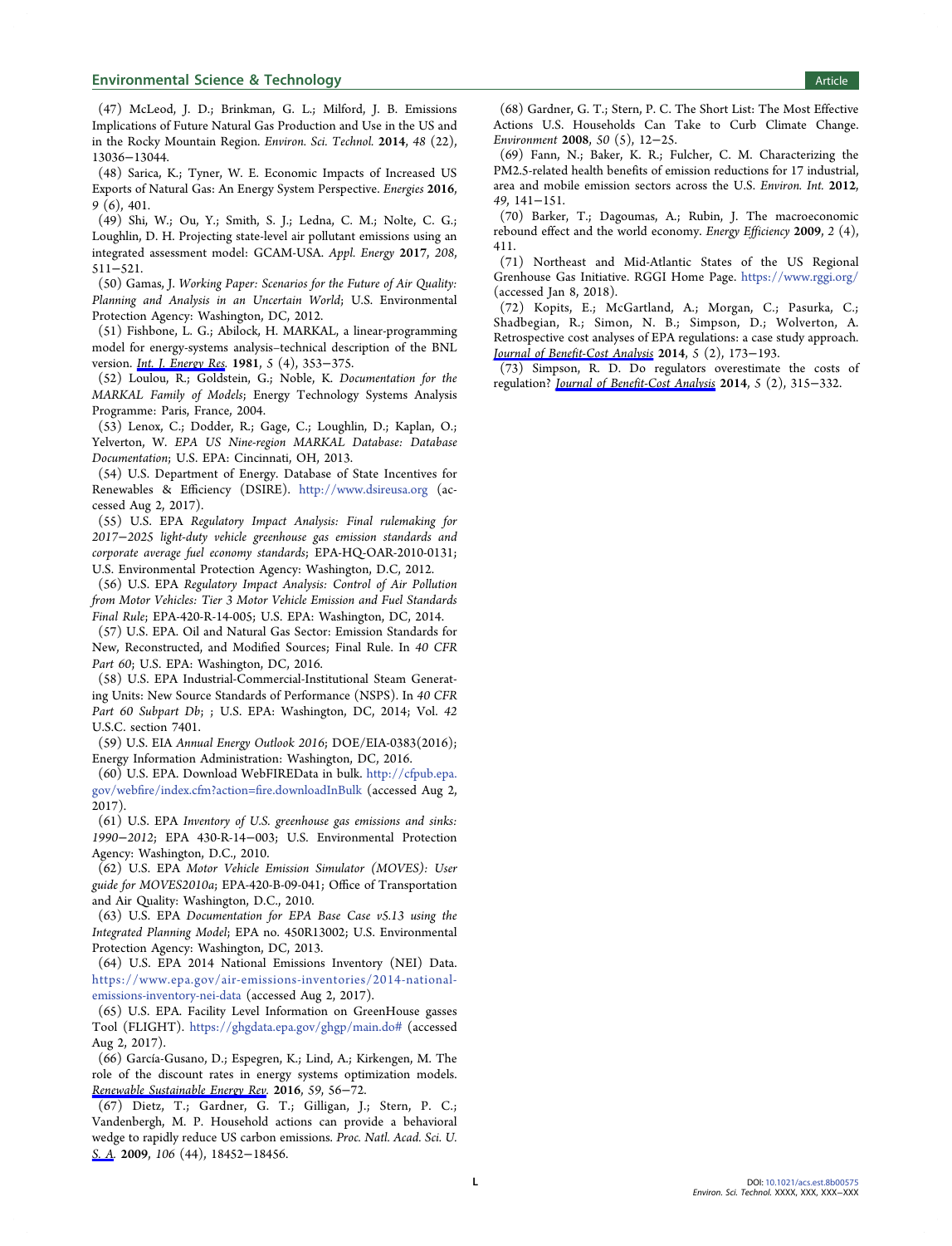(47) McLeod, J. D.; Brinkman, G. L.; Milford, J. B. Emissions Implications of Future Natural Gas Production and Use in the US and in the Rocky Mountain Region. *Environ. Sci. Technol.* **2014**, *48* (22), 13036−13044.

(48) Sarica, K.; Tyner, W. E. Economic Impacts of Increased US Exports of Natural Gas: An Energy System Perspective. *Energies* **2016**, *9* (6), 401.

(49) Shi, W.; Ou, Y.; Smith, S. J.; Ledna, C. M.; Nolte, C. G.; Loughlin, D. H. Projecting state-level air pollutant emissions using an integrated assessment model: GCAM-USA. *Appl. Energy* **2017**, *208*, 511−521.

(50) Gamas, J. *Working Paper: Scenarios for the Future of Air Quality: Planning and Analysis in an Uncertain World*; U.S. Environmental Protection Agency: Washington, DC, 2012.

(51) Fishbone, L. G.; Abilock, H. MARKAL, a linear-programming model for energy-systems analysis–technical description of the BNL version. *Int. J. Energy Res.* **1981**, *5* (4), 353−375.

(52) Loulou, R.; Goldstein, G.; Noble, K. *Documentation for the MARKAL Family of Models*; Energy Technology Systems Analysis Programme: Paris, France, 2004.

(53) Lenox, C.; Dodder, R.; Gage, C.; Loughlin, D.; Kaplan, O.; Yelverton, W. *EPA US Nine-region MARKAL Database: Database Documentation*; U.S. EPA: Cincinnati, OH, 2013.

(54) U.S. Department of Energy. Database of State Incentives for Renewables & Efficiency (DSIRE). http://www.dsireusa.org (accessed Aug 2, 2017).

(55) U.S. EPA *Regulatory Impact Analysis: Final rulemaking for 2017−2025 light-duty vehicle greenhouse gas emission standards and corporate average fuel economy standards*; EPA-HQ-OAR-2010-0131; U.S. Environmental Protection Agency: Washington, D.C, 2012.

(56) U.S. EPA *Regulatory Impact Analysis: Control of Air Pollution from Motor Vehicles: Tier 3 Motor Vehicle Emission and Fuel Standards Final Rule*; EPA-420-R-14-005; U.S. EPA: Washington, DC, 2014.

(57) U.S. EPA. Oil and Natural Gas Sector: Emission Standards for New, Reconstructed, and Modified Sources; Final Rule. In *40 CFR Part 60*; U.S. EPA: Washington, DC, 2016.

(58) U.S. EPA Industrial-Commercial-Institutional Steam Generating Units: New Source Standards of Performance (NSPS). In *40 CFR Part 60 Subpart Db*; ; U.S. EPA: Washington, DC, 2014; Vol. *42* U.S.C. section 7401.

(59) U.S. EIA *Annual Energy Outlook 2016*; DOE/EIA-0383(2016); Energy Information Administration: Washington, DC, 2016.

(60) U.S. EPA. Download WebFIREData in bulk. http://cfpub.epa.gov/webfire/index.cfm?action=fire.downloadInBulk (accessed Aug 2, 2017).

(61) U.S. EPA *Inventory of U.S. greenhouse gas emissions and sinks: 1990−2012*; EPA 430-R-14−003; U.S. Environmental Protection Agency: Washington, D.C., 2010.

(62) U.S. EPA *Motor Vehicle Emission Simulator (MOVES): User guide for MOVES2010a*; EPA-420-B-09-041; Office of Transportation and Air Quality: Washington, D.C., 2010.

(63) U.S. EPA *Documentation for EPA Base Case v5.13 using the Integrated Planning Model*; EPA no. 450R13002; U.S. Environmental Protection Agency: Washington, DC, 2013.

(64) U.S. EPA 2014 National Emissions Inventory (NEI) Data. https://www.epa.gov/air-emissions-inventories/2014-national-emissions-inventory-nei-data (accessed Aug 2, 2017).

(65) U.S. EPA. Facility Level Information on GreenHouse gasses Tool (FLIGHT). https://ghgdata.epa.gov/ghgp/main.do# (accessed Aug 2, 2017).

(66) García-Gusano, D.; Espegren, K.; Lind, A.; Kirkengen, M. The role of the discount rates in energy systems optimization models. *Renewable Sustainable Energy Rev.* **2016**, *59*, 56−72.

(67) Dietz, T.; Gardner, G. T.; Gilligan, J.; Stern, P. C.; Vandenbergh, M. P. Household actions can provide a behavioral wedge to rapidly reduce US carbon emissions. *Proc. Natl. Acad. Sci. U. S. A.* **2009**, *106* (44), 18452−18456.

(68) Gardner, G. T.; Stern, P. C. The Short List: The Most Effective Actions U.S. Households Can Take to Curb Climate Change. *Environment* **2008**, *50* (5), 12−25.

(69) Fann, N.; Baker, K. R.; Fulcher, C. M. Characterizing the PM2.5-related health benefits of emission reductions for 17 industrial, area and mobile emission sectors across the U.S. *Environ. Int.* **2012**, *49*, 141−151.

(70) Barker, T.; Dagoumas, A.; Rubin, J. The macroeconomic rebound effect and the world economy. *Energy Efficiency* **2009**, *2* (4), 411.

(71) Northeast and Mid-Atlantic States of the US Regional Grenhouse Gas Initiative. RGGI Home Page. https://www.rggi.org/ (accessed Jan 8, 2018).

(72) Kopits, E.; McGartland, A.; Morgan, C.; Pasurka, C.; Shadbegian, R.; Simon, N. B.; Simpson, D.; Wolverton, A. Retrospective cost analyses of EPA regulations: a case study approach. *Journal of Benefit-Cost Analysis* **2014**, *5* (2), 173−193.

(73) Simpson, R. D. Do regulators overestimate the costs of regulation? *Journal of Benefit-Cost Analysis* **2014**, *5* (2), 315−332.